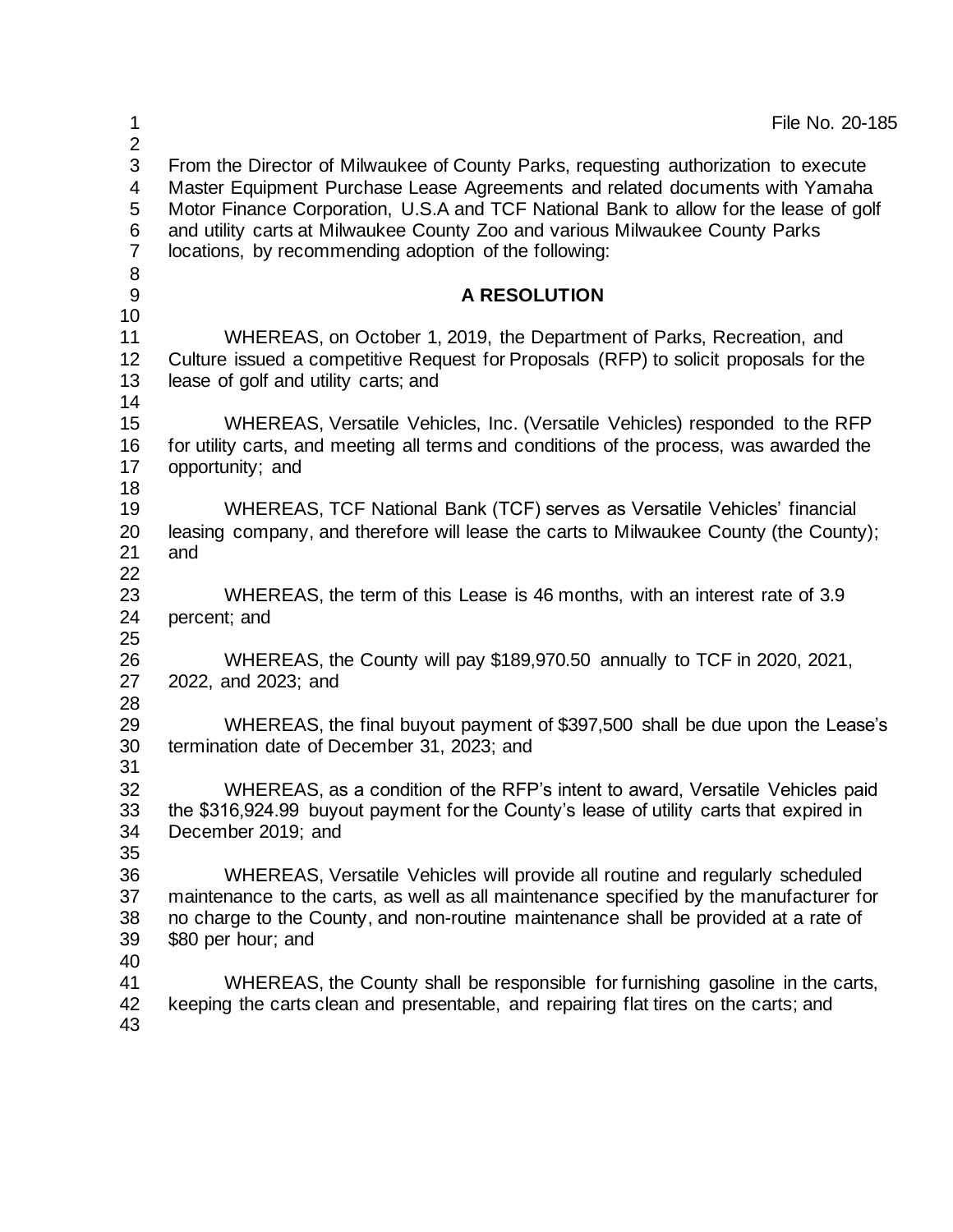File No. 20-185

From the Director of Milwaukee of County Parks, requesting authorization to execute Master Equipment Purchase Lease Agreements and related documents with Yamaha Motor Finance Corporation, U.S.A and TCF National Bank to allow for the lease of golf and utility carts at Milwaukee County Zoo and various Milwaukee County Parks locations, by recommending adoption of the following:

**A RESOLUTION**

WHEREAS, on October 1, 2019, the Department of Parks, Recreation, and Culture issued a competitive Request for Proposals (RFP) to solicit proposals for the lease of golf and utility carts; and

WHEREAS, Versatile Vehicles, Inc. (Versatile Vehicles) responded to the RFP for utility carts, and meeting all terms and conditions of the process, was awarded the opportunity; and

WHEREAS, TCF National Bank (TCF) serves as Versatile Vehicles' financial leasing company, and therefore will lease the carts to Milwaukee County (the County); and

WHEREAS, the term of this Lease is 46 months, with an interest rate of 3.9 percent; and

WHEREAS, the County will pay $189,970.50 annually to TCF in 2020, 2021, 2022, and 2023; and

WHEREAS, the final buyout payment of $397,500 shall be due upon the Lease's termination date of December 31, 2023; and

WHEREAS, as a condition of the RFP's intent to award, Versatile Vehicles paid the $316,924.99 buyout payment for the County's lease of utility carts that expired in December 2019; and

WHEREAS, Versatile Vehicles will provide all routine and regularly scheduled maintenance to the carts, as well as all maintenance specified by the manufacturer for no charge to the County, and non-routine maintenance shall be provided at a rate of $80 per hour; and

WHEREAS, the County shall be responsible for furnishing gasoline in the carts, keeping the carts clean and presentable, and repairing flat tires on the carts; and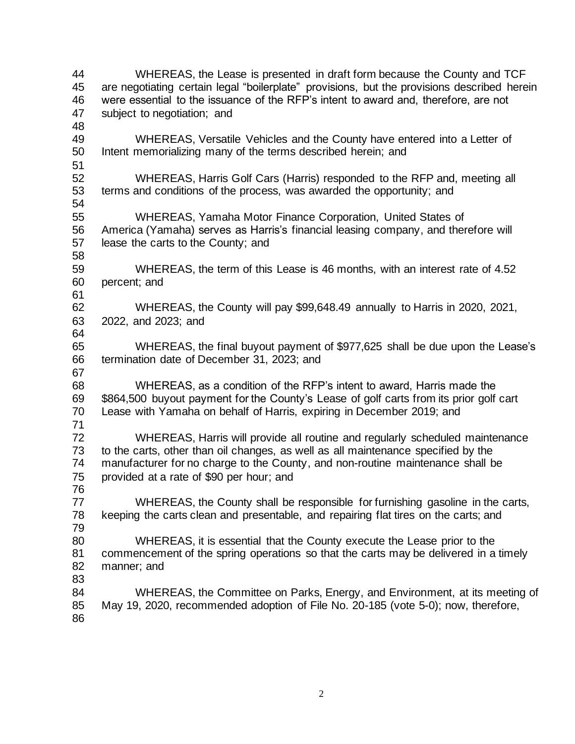WHEREAS, the Lease is presented in draft form because the County and TCF are negotiating certain legal "boilerplate" provisions, but the provisions described herein were essential to the issuance of the RFP's intent to award and, therefore, are not subject to negotiation; and

WHEREAS, Versatile Vehicles and the County have entered into a Letter of Intent memorializing many of the terms described herein; and

WHEREAS, Harris Golf Cars (Harris) responded to the RFP and, meeting all terms and conditions of the process, was awarded the opportunity; and

WHEREAS, Yamaha Motor Finance Corporation, United States of America (Yamaha) serves as Harris's financial leasing company, and therefore will lease the carts to the County; and

WHEREAS, the term of this Lease is 46 months, with an interest rate of 4.52 percent; and

WHEREAS, the County will pay $99,648.49 annually to Harris in 2020, 2021, 2022, and 2023; and

WHEREAS, the final buyout payment of $977,625 shall be due upon the Lease's termination date of December 31, 2023; and

WHEREAS, as a condition of the RFP's intent to award, Harris made the $864,500 buyout payment for the County's Lease of golf carts from its prior golf cart Lease with Yamaha on behalf of Harris, expiring in December 2019; and

WHEREAS, Harris will provide all routine and regularly scheduled maintenance to the carts, other than oil changes, as well as all maintenance specified by the manufacturer for no charge to the County, and non-routine maintenance shall be provided at a rate of $90 per hour; and

WHEREAS, the County shall be responsible for furnishing gasoline in the carts, keeping the carts clean and presentable, and repairing flat tires on the carts; and

WHEREAS, it is essential that the County execute the Lease prior to the commencement of the spring operations so that the carts may be delivered in a timely manner; and

WHEREAS, the Committee on Parks, Energy, and Environment, at its meeting of May 19, 2020, recommended adoption of File No. 20-185 (vote 5-0); now, therefore,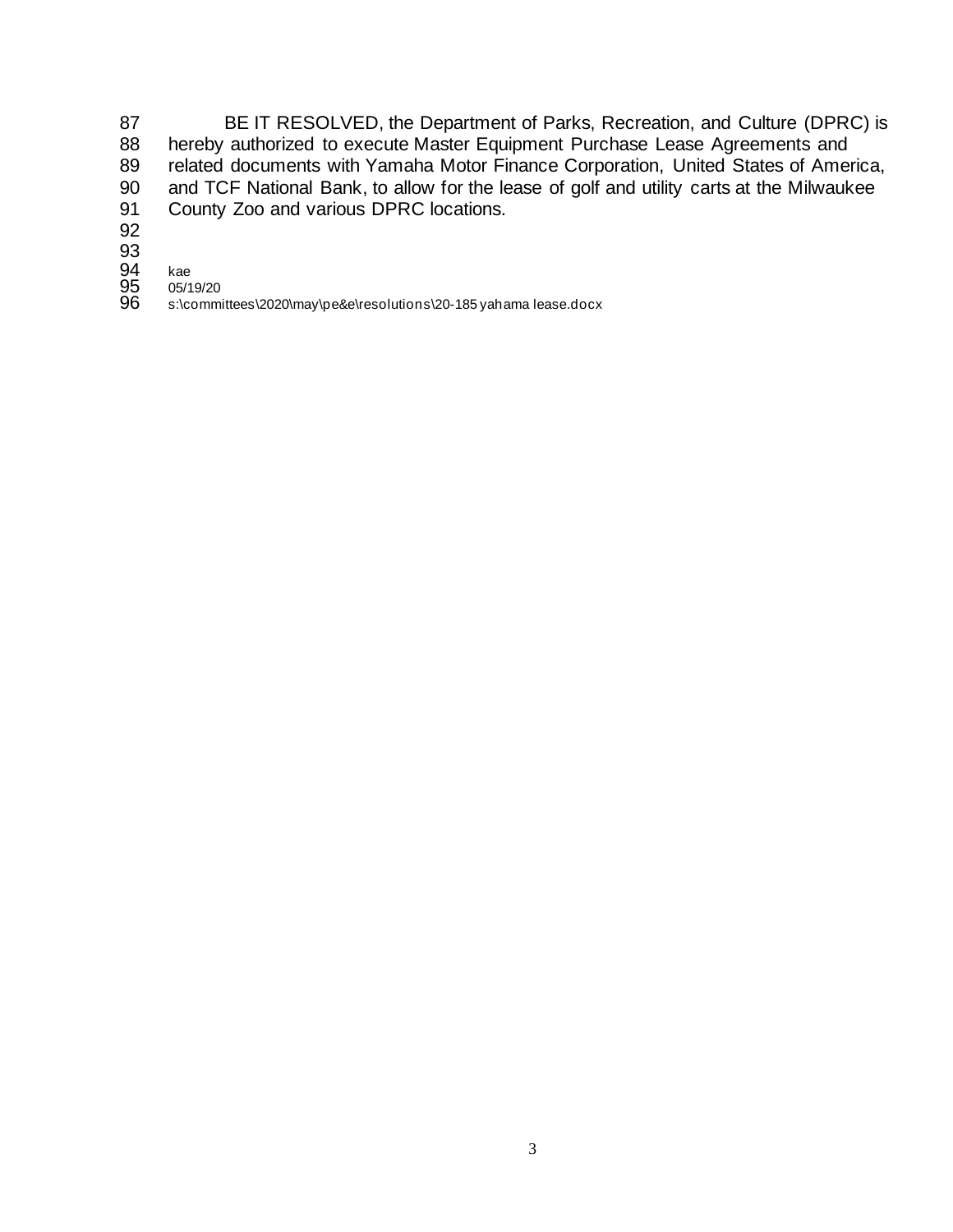BE IT RESOLVED, the Department of Parks, Recreation, and Culture (DPRC) is hereby authorized to execute Master Equipment Purchase Lease Agreements and related documents with Yamaha Motor Finance Corporation, United States of America, and TCF National Bank, to allow for the lease of golf and utility carts at the Milwaukee County Zoo and various DPRC locations.

kae
05/19/20
s:\committees\2020\may\pe&e\resolutions\20-185 yahama lease.docx